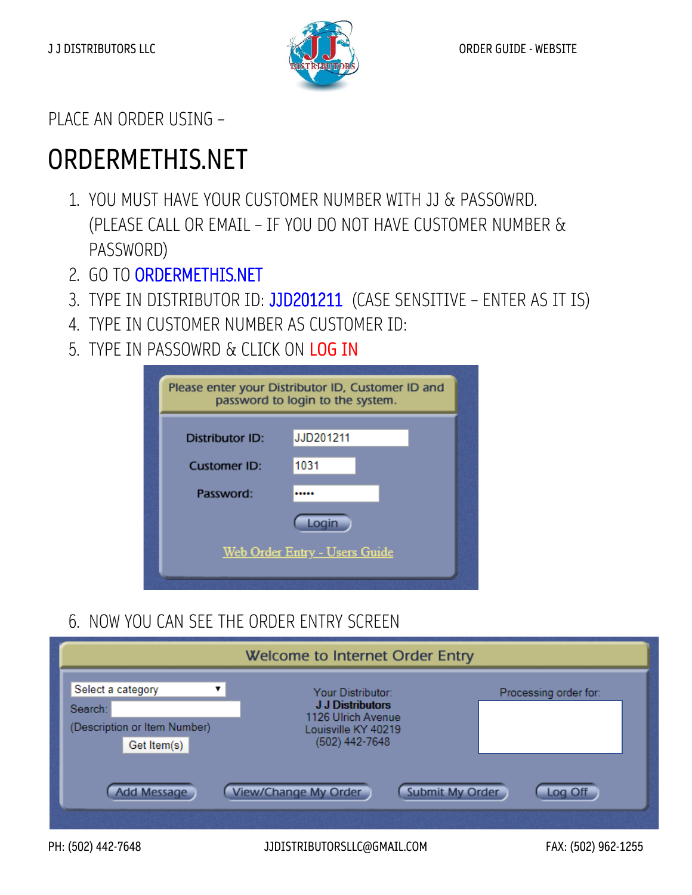J J DISTRIBUTORS LLC

ORDER GUIDE - WEBSITE

PLACE AN ORDER USING –

# ORDERMETHIS.NET

1. YOU MUST HAVE YOUR CUSTOMER NUMBER WITH JJ & PASSOWRD. (PLEASE CALL OR EMAIL – IF YOU DO NOT HAVE CUSTOMER NUMBER & PASSWORD)
2. GO TO ORDERMETHIS.NET
3. TYPE IN DISTRIBUTOR ID: JJD201211 (CASE SENSITIVE – ENTER AS IT IS)
4. TYPE IN CUSTOMER NUMBER AS CUSTOMER ID:
5. TYPE IN PASSOWRD & CLICK ON LOG IN

Please enter your Distributor ID, Customer ID and password to login to the system.

Distributor ID: JJD201211

Customer ID: 1031

Password: •••••

Login

Web Order Entry - Users Guide

6. NOW YOU CAN SEE THE ORDER ENTRY SCREEN

Welcome to Internet Order Entry

Select a category

Search:

(Description or Item Number)

Get Item(s)

Your Distributor:
**J J Distributors**
1126 Ulrich Avenue
Louisville KY 40219
(502) 442-7648

Processing order for:

Add Message | View/Change My Order | Submit My Order | Log Off

PH: (502) 442-7648 JJDISTRIBUTORSLLC@GMAIL.COM FAX: (502) 962-1255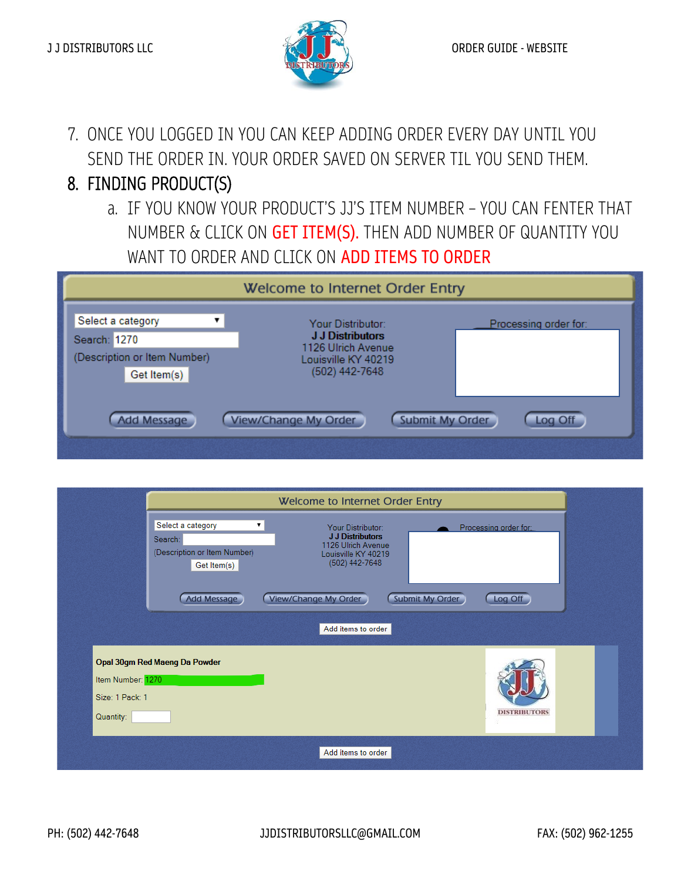7. ONCE YOU LOGGED IN YOU CAN KEEP ADDING ORDER EVERY DAY UNTIL YOU SEND THE ORDER IN. YOUR ORDER SAVED ON SERVER TIL YOU SEND THEM.
8. FINDING PRODUCT(S)
   a. IF YOU KNOW YOUR PRODUCT'S JJ'S ITEM NUMBER – YOU CAN FENTER THAT NUMBER & CLICK ON **GET ITEM(S).** THEN ADD NUMBER OF QUANTITY YOU WANT TO ORDER AND CLICK ON **ADD ITEMS TO ORDER**

Welcome to Internet Order Entry

Select a category

Search: 1270

(Description or Item Number)

Get Item(s)

Your Distributor:
**J J Distributors**
1126 Ulrich Avenue
Louisville KY 40219
(502) 442-7648

Processing order for:

Add Message | View/Change My Order | Submit My Order | Log Off

Welcome to Internet Order Entry

Select a category

Search:

(Description or Item Number)

Get Item(s)

Your Distributor:
**J J Distributors**
1126 Ulrich Avenue
Louisville KY 40219
(502) 442-7648

Processing order for:

Add Message | View/Change My Order | Submit My Order | Log Off

Add items to order

**Opal 30gm Red Maeng Da Powder**

Item Number: 1270

Size: 1 Pack: 1

Quantity:

Add items to order

PH: (502) 442-7648 JJDISTRIBUTORSLLC@GMAIL.COM FAX: (502) 962-1255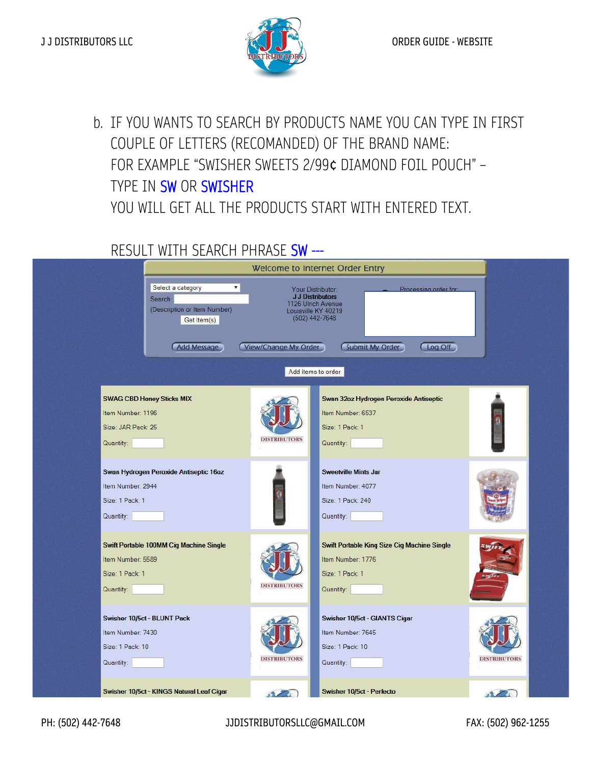b. IF YOU WANTS TO SEARCH BY PRODUCTS NAME YOU CAN TYPE IN FIRST COUPLE OF LETTERS (RECOMANDED) OF THE BRAND NAME:
   FOR EXAMPLE "SWISHER SWEETS 2/99¢ DIAMOND FOIL POUCH" – TYPE IN SW OR SWISHER
   YOU WILL GET ALL THE PRODUCTS START WITH ENTERED TEXT.

RESULT WITH SEARCH PHRASE SW ---

Welcome to Internet Order Entry

Select a category
Search:
(Description or Item Number)
Get Item(s)

Your Distributor:
**J J Distributors**
1126 Ulrich Avenue
Louisville KY 40219
(502) 442-7648

Processing order for:

Add Message | View/Change My Order | Submit My Order | Log Off

Add items to order

**SWAG CBD Honey Sticks MIX**
Item Number: 1196
Size: JAR Pack: 25
Quantity:

**Swan 32oz Hydrogen Peroxide Antiseptic**
Item Number: 6537
Size: 1 Pack: 1
Quantity:

**Swan Hydrogen Peroxide Antiseptic 16oz**
Item Number: 2944
Size: 1 Pack: 1
Quantity:

**Sweetville Mints Jar**
Item Number: 4077
Size: 1 Pack: 240
Quantity:

**Swift Portable 100MM Cig Machine Single**
Item Number: 5589
Size: 1 Pack: 1
Quantity:

**Swift Portable King Size Cig Machine Single**
Item Number: 1776
Size: 1 Pack: 1
Quantity:

**Swisher 10/5ct - BLUNT Pack**
Item Number: 7430
Size: 1 Pack: 10
Quantity:

**Swisher 10/5ct - GIANTS Cigar**
Item Number: 7645
Size: 1 Pack: 10
Quantity:

**Swisher 10/5ct - KINGS Natural Leaf Cigar**

**Swisher 10/5ct - Perfecto**

PH: (502) 442-7648 JJDISTRIBUTORSLLC@GMAIL.COM FAX: (502) 962-1255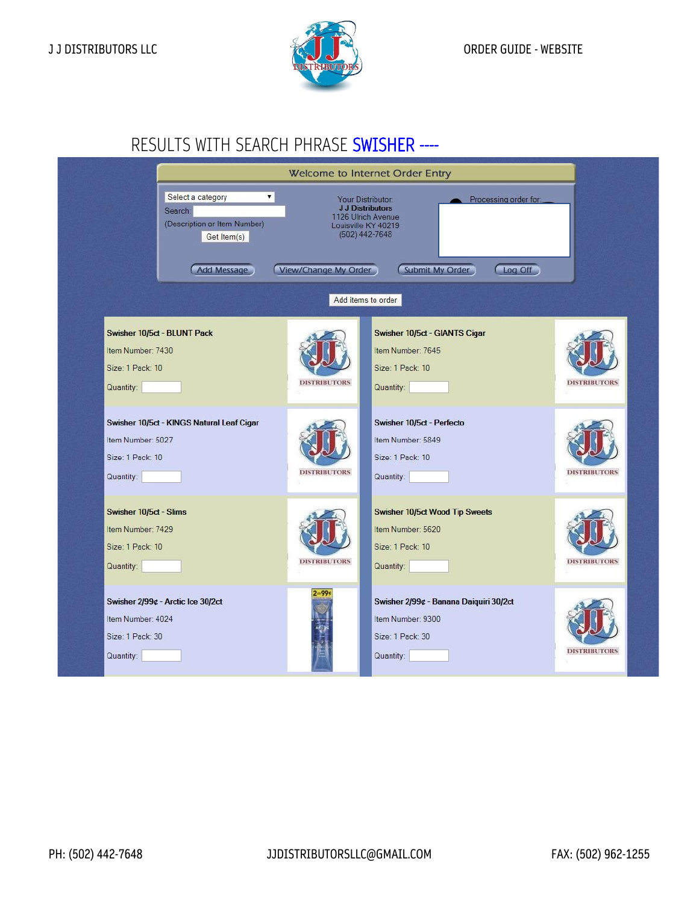# RESULTS WITH SEARCH PHRASE SWISHER ----

Welcome to Internet Order Entry

Select a category

Search:

(Description or Item Number)

Get Item(s)

Your Distributor:
**J J Distributors**
1126 Ulrich Avenue
Louisville KY 40219
(502) 442-7648

Processing order for:

Add Message | View/Change My Order | Submit My Order | Log Off

Add items to order

**Swisher 10/5ct - BLUNT Pack**
Item Number: 7430
Size: 1 Pack: 10
Quantity:

**Swisher 10/5ct - GIANTS Cigar**
Item Number: 7645
Size: 1 Pack: 10
Quantity:

**Swisher 10/5ct - KINGS Natural Leaf Cigar**
Item Number: 5027
Size: 1 Pack: 10
Quantity:

**Swisher 10/5ct - Perfecto**
Item Number: 5849
Size: 1 Pack: 10
Quantity:

**Swisher 10/5ct - Slims**
Item Number: 7429
Size: 1 Pack: 10
Quantity:

**Swisher 10/5ct Wood Tip Sweets**
Item Number: 5620
Size: 1 Pack: 10
Quantity:

**Swisher 2/99¢ - Arctic Ice 30/2ct**
Item Number: 4024
Size: 1 Pack: 30
Quantity:

**Swisher 2/99¢ - Banana Daiquiri 30/2ct**
Item Number: 9300
Size: 1 Pack: 30
Quantity: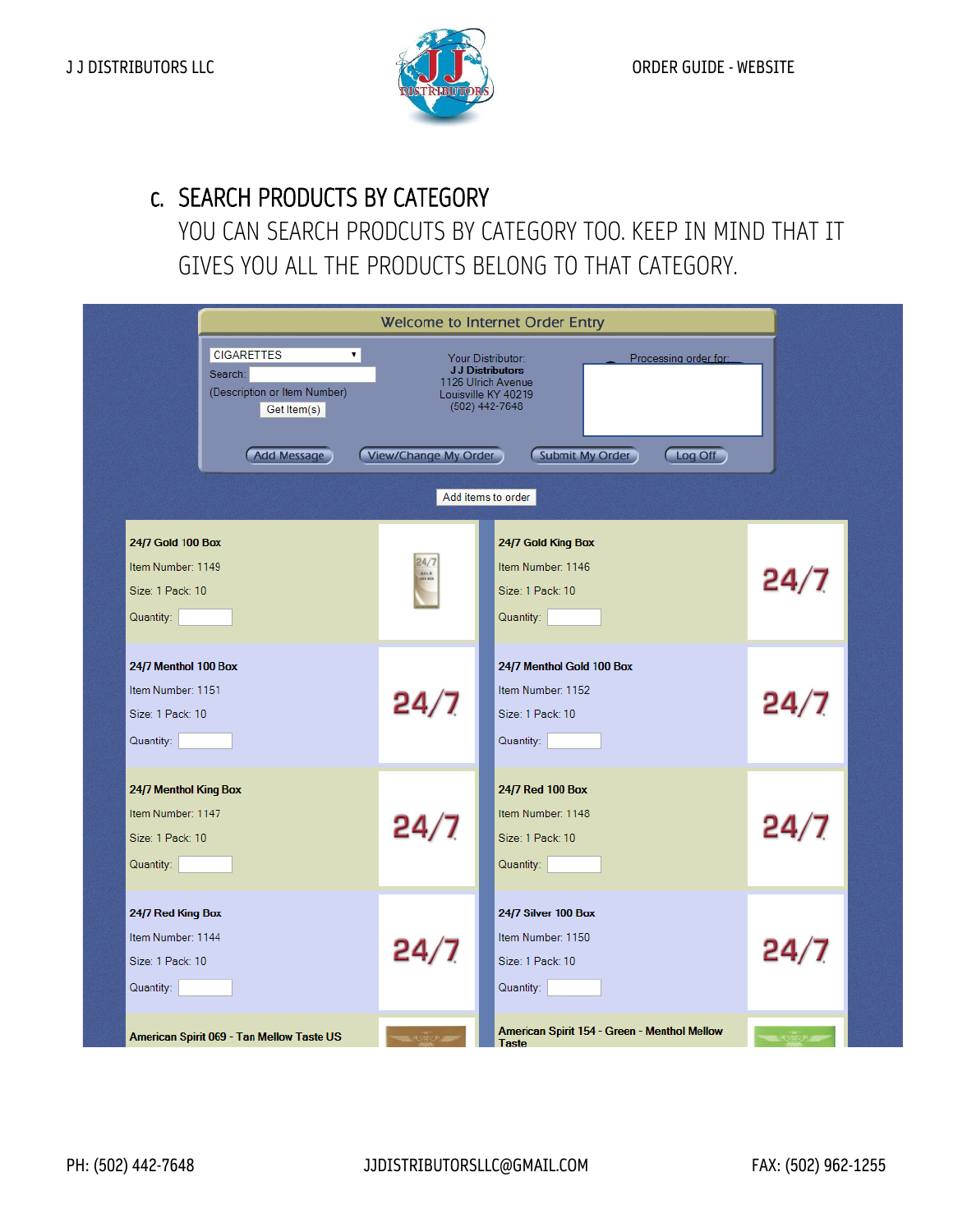## c. SEARCH PRODUCTS BY CATEGORY

YOU CAN SEARCH PRODCUTS BY CATEGORY TOO. KEEP IN MIND THAT IT GIVES YOU ALL THE PRODUCTS BELONG TO THAT CATEGORY.

Welcome to Internet Order Entry

CIGARETTES

Search:

(Description or Item Number)

Get Item(s)

Your Distributor:
**J J Distributors**
1126 Ulrich Avenue
Louisville KY 40219
(502) 442-7648

Processing order for:

Add Message | View/Change My Order | Submit My Order | Log Off

Add items to order

**24/7 Gold 100 Box**
Item Number: 1149
Size: 1 Pack: 10
Quantity:

**24/7 Gold King Box**
Item Number: 1146
Size: 1 Pack: 10
Quantity:

**24/7 Menthol 100 Box**
Item Number: 1151
Size: 1 Pack: 10
Quantity:

**24/7 Menthol Gold 100 Box**
Item Number: 1152
Size: 1 Pack: 10
Quantity:

**24/7 Menthol King Box**
Item Number: 1147
Size: 1 Pack: 10
Quantity:

**24/7 Red 100 Box**
Item Number: 1148
Size: 1 Pack: 10
Quantity:

**24/7 Red King Box**
Item Number: 1144
Size: 1 Pack: 10
Quantity:

**24/7 Silver 100 Box**
Item Number: 1150
Size: 1 Pack: 10
Quantity:

**American Spirit 069 - Tan Mellow Taste US**

**American Spirit 154 - Green - Menthol Mellow Taste**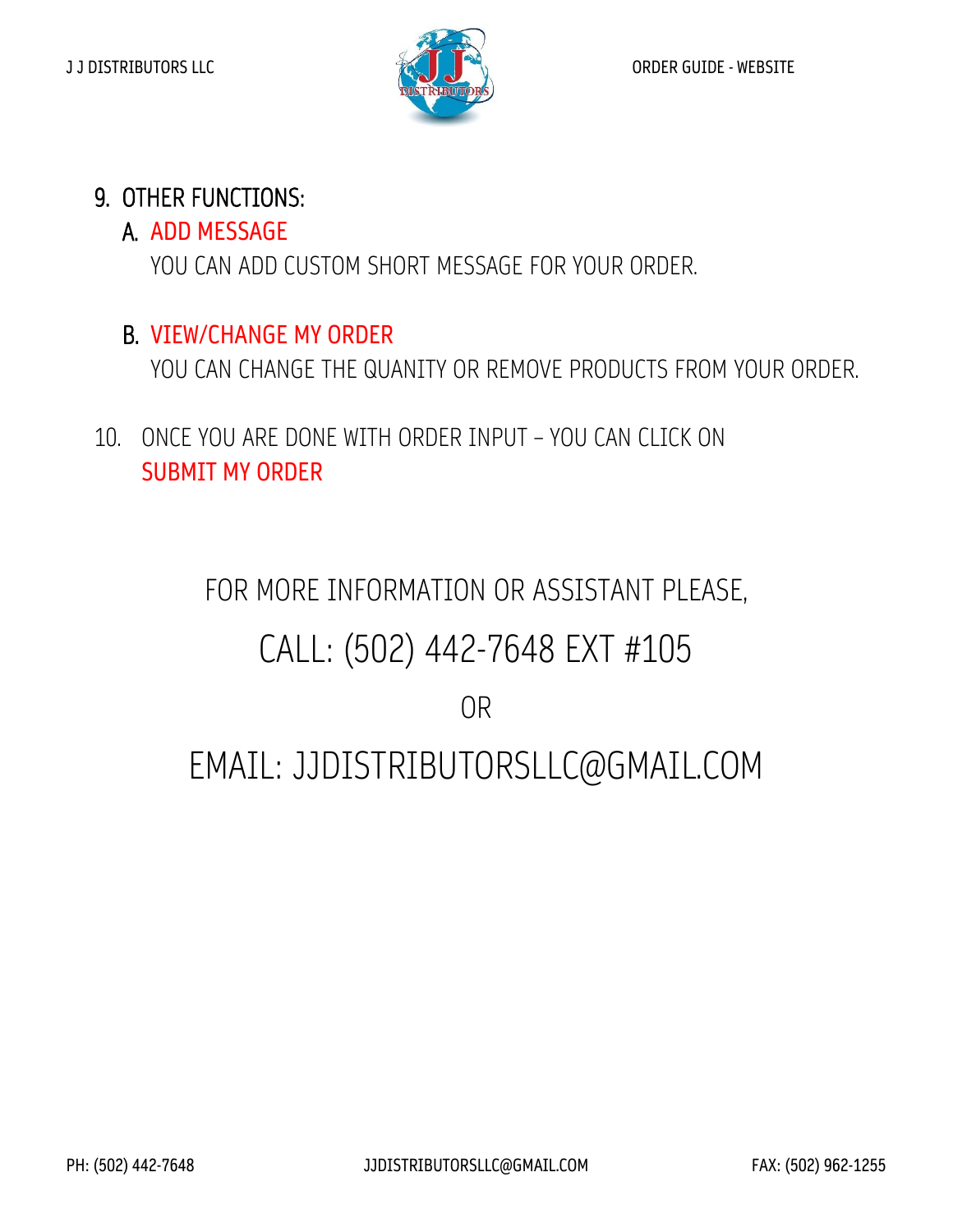9. OTHER FUNCTIONS:
   A. ADD MESSAGE
      YOU CAN ADD CUSTOM SHORT MESSAGE FOR YOUR ORDER.

   B. VIEW/CHANGE MY ORDER
      YOU CAN CHANGE THE QUANITY OR REMOVE PRODUCTS FROM YOUR ORDER.

10. ONCE YOU ARE DONE WITH ORDER INPUT – YOU CAN CLICK ON SUBMIT MY ORDER

FOR MORE INFORMATION OR ASSISTANT PLEASE,

CALL: (502) 442-7648 EXT #105

OR

EMAIL: JJDISTRIBUTORSLLC@GMAIL.COM